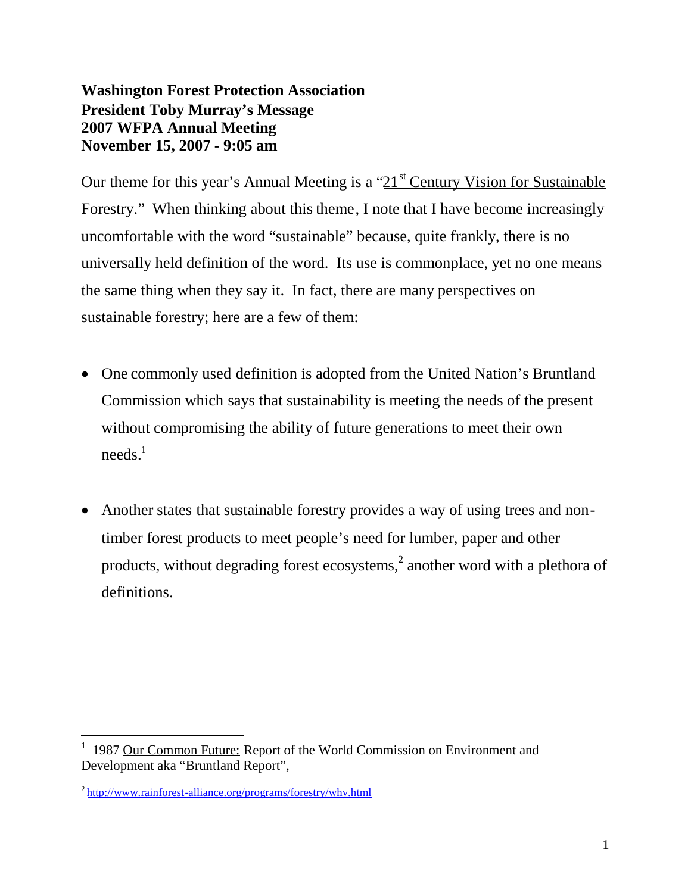**Washington Forest Protection Association**
**President Toby Murray's Message**
**2007 WFPA Annual Meeting**
**November 15, 2007 - 9:05 am**

Our theme for this year's Annual Meeting is a "21st Century Vision for Sustainable Forestry." When thinking about this theme, I note that I have become increasingly uncomfortable with the word "sustainable" because, quite frankly, there is no universally held definition of the word. Its use is commonplace, yet no one means the same thing when they say it. In fact, there are many perspectives on sustainable forestry; here are a few of them:

- One commonly used definition is adopted from the United Nation's Bruntland Commission which says that sustainability is meeting the needs of the present without compromising the ability of future generations to meet their own needs.[1]

- Another states that sustainable forestry provides a way of using trees and non-timber forest products to meet people's need for lumber, paper and other products, without degrading forest ecosystems,[2] another word with a plethora of definitions.

---

[1] 1987 Our Common Future: Report of the World Commission on Environment and Development aka "Bruntland Report",

[2] http://www.rainforest-alliance.org/programs/forestry/why.html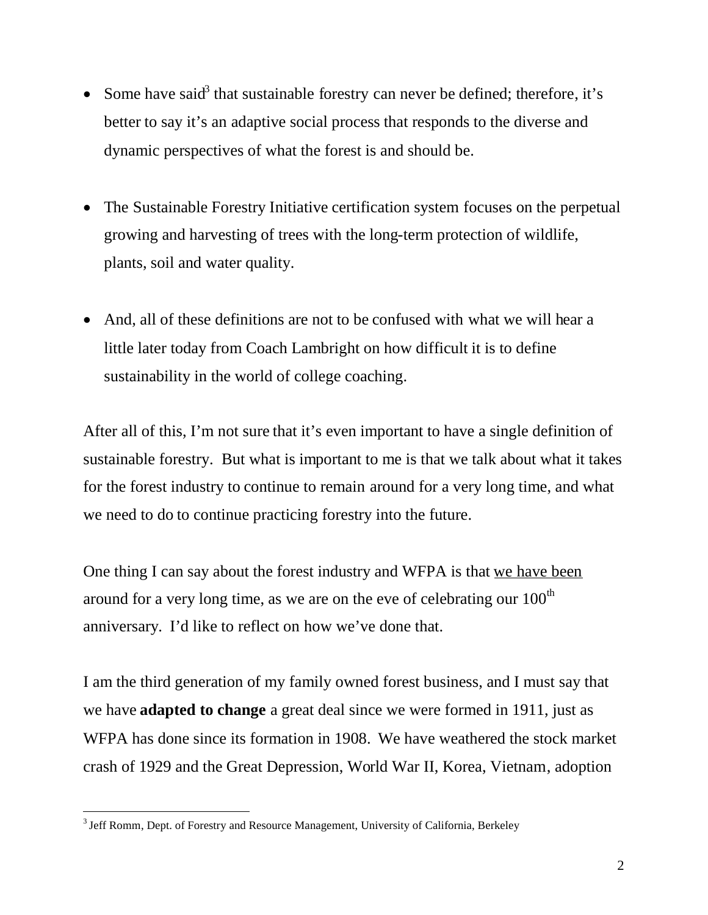- Some have said[3] that sustainable forestry can never be defined; therefore, it's better to say it's an adaptive social process that responds to the diverse and dynamic perspectives of what the forest is and should be.

- The Sustainable Forestry Initiative certification system focuses on the perpetual growing and harvesting of trees with the long-term protection of wildlife, plants, soil and water quality.

- And, all of these definitions are not to be confused with what we will hear a little later today from Coach Lambright on how difficult it is to define sustainability in the world of college coaching.

After all of this, I'm not sure that it's even important to have a single definition of sustainable forestry. But what is important to me is that we talk about what it takes for the forest industry to continue to remain around for a very long time, and what we need to do to continue practicing forestry into the future.

One thing I can say about the forest industry and WFPA is that <u>we have been</u> around for a very long time, as we are on the eve of celebrating our 100th anniversary. I'd like to reflect on how we've done that.

I am the third generation of my family owned forest business, and I must say that we have **adapted to change** a great deal since we were formed in 1911, just as WFPA has done since its formation in 1908. We have weathered the stock market crash of 1929 and the Great Depression, World War II, Korea, Vietnam, adoption

---

[3] Jeff Romm, Dept. of Forestry and Resource Management, University of California, Berkeley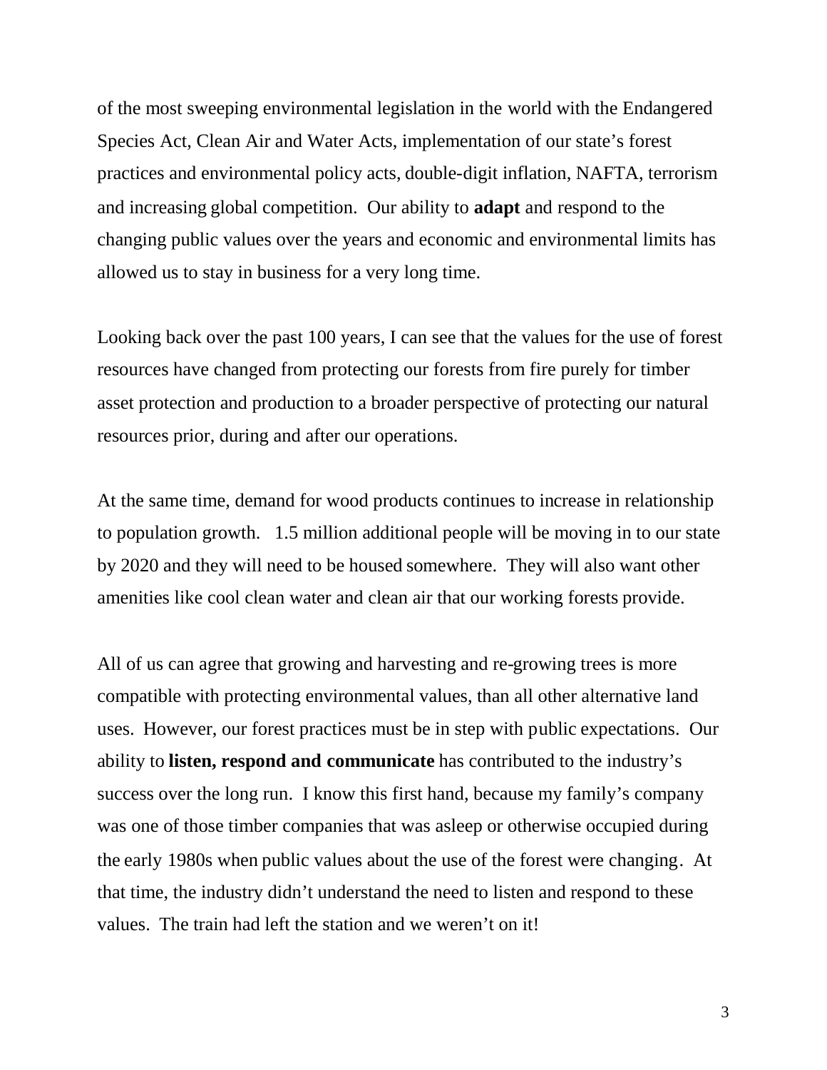of the most sweeping environmental legislation in the world with the Endangered Species Act, Clean Air and Water Acts, implementation of our state's forest practices and environmental policy acts, double-digit inflation, NAFTA, terrorism and increasing global competition. Our ability to **adapt** and respond to the changing public values over the years and economic and environmental limits has allowed us to stay in business for a very long time.

Looking back over the past 100 years, I can see that the values for the use of forest resources have changed from protecting our forests from fire purely for timber asset protection and production to a broader perspective of protecting our natural resources prior, during and after our operations.

At the same time, demand for wood products continues to increase in relationship to population growth. 1.5 million additional people will be moving in to our state by 2020 and they will need to be housed somewhere. They will also want other amenities like cool clean water and clean air that our working forests provide.

All of us can agree that growing and harvesting and re-growing trees is more compatible with protecting environmental values, than all other alternative land uses. However, our forest practices must be in step with public expectations. Our ability to **listen, respond and communicate** has contributed to the industry's success over the long run. I know this first hand, because my family's company was one of those timber companies that was asleep or otherwise occupied during the early 1980s when public values about the use of the forest were changing. At that time, the industry didn't understand the need to listen and respond to these values. The train had left the station and we weren't on it!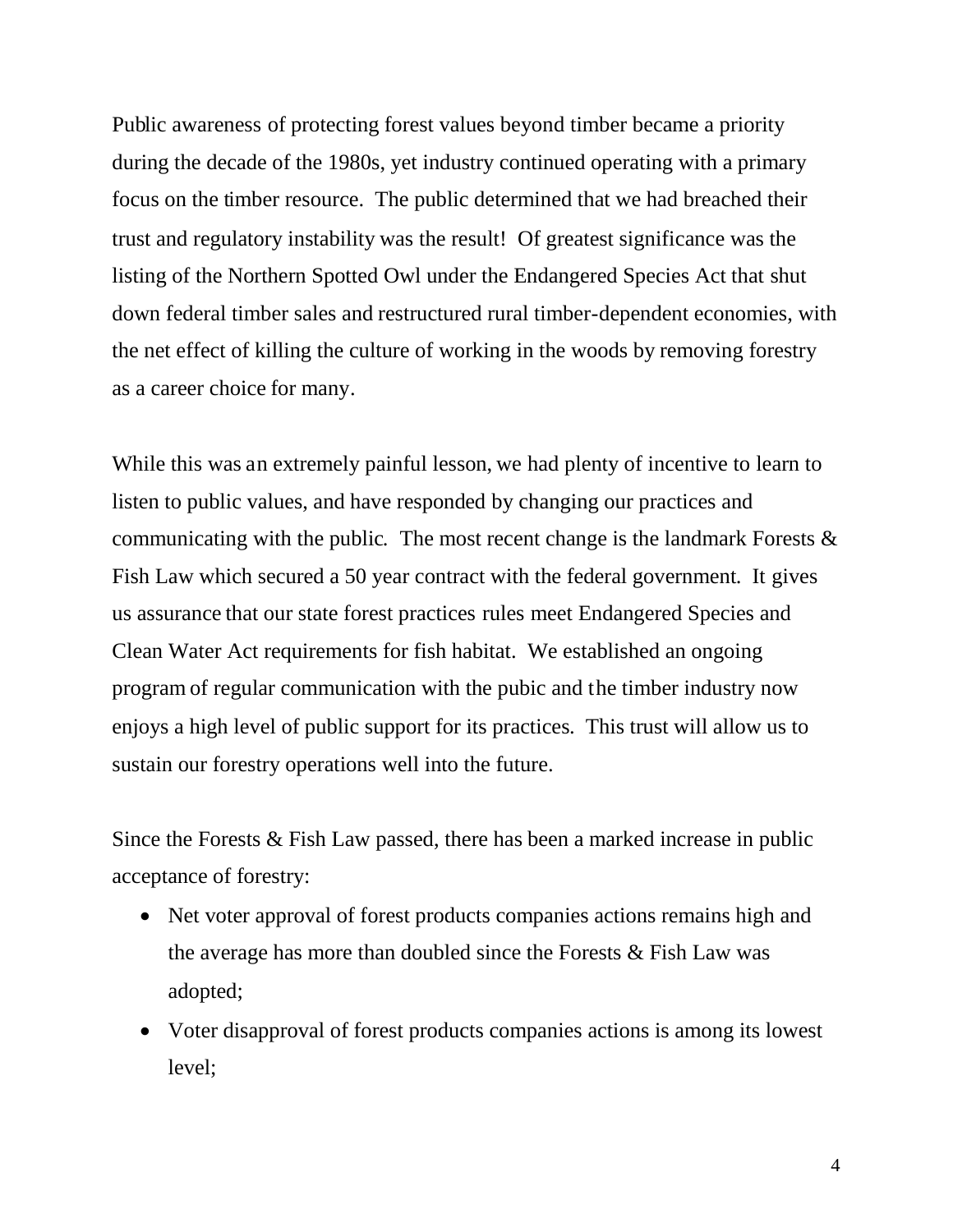Public awareness of protecting forest values beyond timber became a priority during the decade of the 1980s, yet industry continued operating with a primary focus on the timber resource. The public determined that we had breached their trust and regulatory instability was the result! Of greatest significance was the listing of the Northern Spotted Owl under the Endangered Species Act that shut down federal timber sales and restructured rural timber-dependent economies, with the net effect of killing the culture of working in the woods by removing forestry as a career choice for many.

While this was an extremely painful lesson, we had plenty of incentive to learn to listen to public values, and have responded by changing our practices and communicating with the public. The most recent change is the landmark Forests & Fish Law which secured a 50 year contract with the federal government. It gives us assurance that our state forest practices rules meet Endangered Species and Clean Water Act requirements for fish habitat. We established an ongoing program of regular communication with the pubic and the timber industry now enjoys a high level of public support for its practices. This trust will allow us to sustain our forestry operations well into the future.

Since the Forests & Fish Law passed, there has been a marked increase in public acceptance of forestry:

- Net voter approval of forest products companies actions remains high and the average has more than doubled since the Forests & Fish Law was adopted;
- Voter disapproval of forest products companies actions is among its lowest level;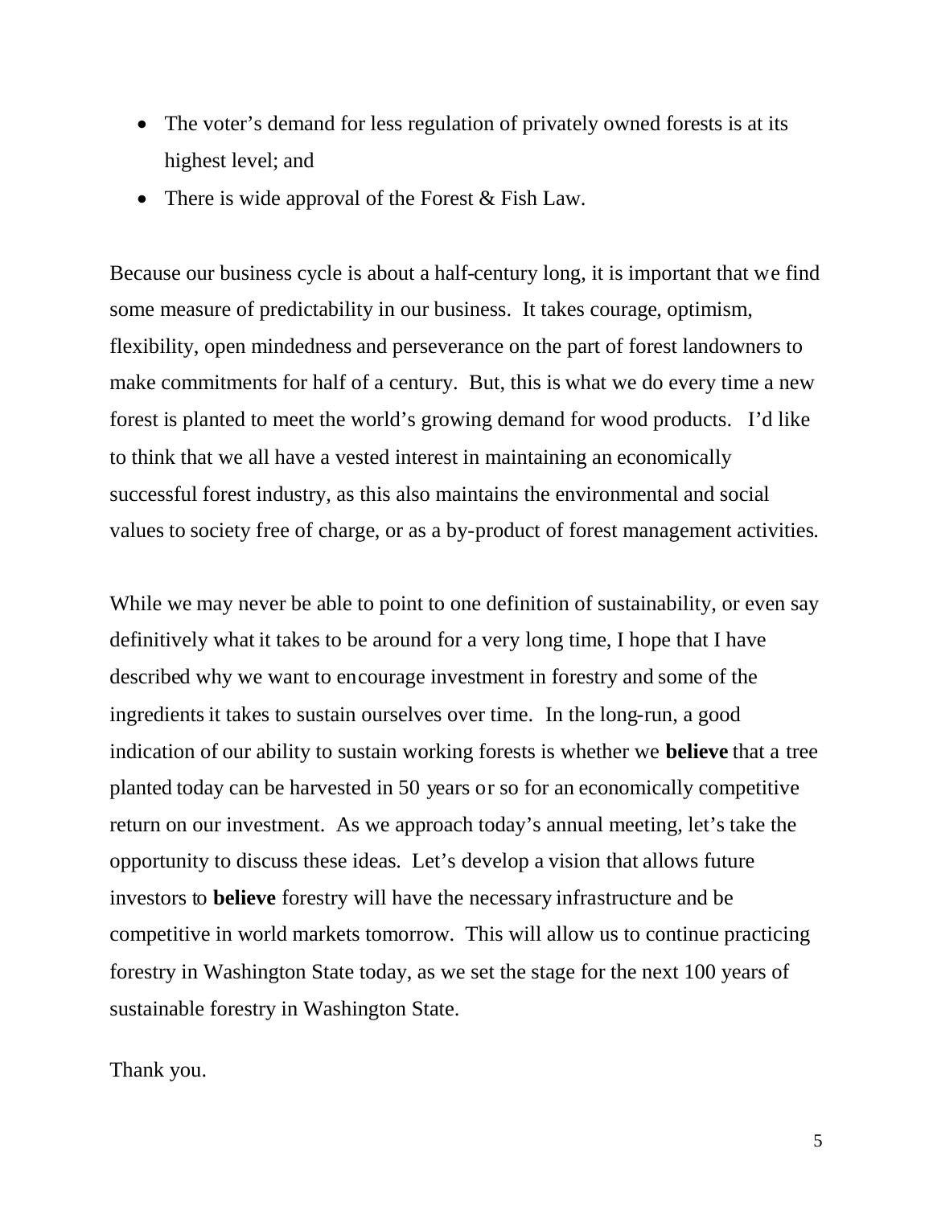- The voter's demand for less regulation of privately owned forests is at its highest level; and
- There is wide approval of the Forest & Fish Law.

Because our business cycle is about a half-century long, it is important that we find some measure of predictability in our business. It takes courage, optimism, flexibility, open mindedness and perseverance on the part of forest landowners to make commitments for half of a century. But, this is what we do every time a new forest is planted to meet the world's growing demand for wood products. I'd like to think that we all have a vested interest in maintaining an economically successful forest industry, as this also maintains the environmental and social values to society free of charge, or as a by-product of forest management activities.

While we may never be able to point to one definition of sustainability, or even say definitively what it takes to be around for a very long time, I hope that I have described why we want to encourage investment in forestry and some of the ingredients it takes to sustain ourselves over time. In the long-run, a good indication of our ability to sustain working forests is whether we **believe** that a tree planted today can be harvested in 50 years or so for an economically competitive return on our investment. As we approach today's annual meeting, let's take the opportunity to discuss these ideas. Let's develop a vision that allows future investors to **believe** forestry will have the necessary infrastructure and be competitive in world markets tomorrow. This will allow us to continue practicing forestry in Washington State today, as we set the stage for the next 100 years of sustainable forestry in Washington State.

Thank you.